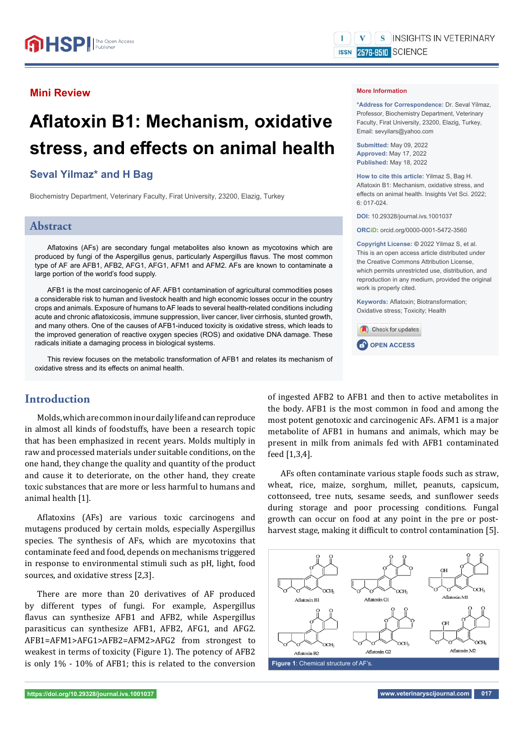## Mini Review

# Aflatoxin B1: Mechanism, oxidative stress, and effects on animal health

**Seval Yilmaz* and H Bag**

Biochemistry Department, Veterinary Faculty, Firat University, 23200, Elazig, Turkey

## Abstract

Aflatoxins (AFs) are secondary fungal metabolites also known as mycotoxins which are produced by fungi of the Aspergillus genus, particularly Aspergillus flavus. The most common type of AF are AFB1, AFB2, AFG1, AFM1 and AFM2. AFs are known to contaminate a large portion of the world's food supply.

AFB1 is the most carcinogenic of AF. AFB1 contamination of agricultural commodities poses a considerable risk to human and livestock health and high economic losses occur in the country crops and animals. Exposure of humans to AF leads to several health-related conditions including acute and chronic aflatoxicosis, immune suppression, liver cancer, liver cirrhosis, stunted growth, and many others. One of the causes of AFB1-induced toxicity is oxidative stress, which leads to the improved generation of reactive oxygen species (ROS) and oxidative DNA damage. These radicals initiate a damaging process in biological systems.

This review focuses on the metabolic transformation of AFB1 and relates its mechanism of oxidative stress and its effects on animal health.

**More Information**

**\*Address for Correspondence:** Dr. Seval Yilmaz, Professor, Biochemistry Department, Veterinary Faculty, Firat University, 23200, Elazig, Turkey, Email: sevyilars@yahoo.com

**Submitted:** May 09, 2022
**Approved:** May 17, 2022
**Published:** May 18, 2022

**How to cite this article:** Yilmaz S, Bag H. Aflatoxin B1: Mechanism, oxidative stress, and effects on animal health. Insights Vet Sci. 2022; 6: 017-024.

**DOI:** 10.29328/journal.ivs.1001037

**ORCiD:** orcid.org/0000-0001-5472-3560

**Copyright License:** © 2022 Yilmaz S, et al. This is an open access article distributed under the Creative Commons Attribution License, which permits unrestricted use, distribution, and reproduction in any medium, provided the original work is properly cited.

**Keywords:** Aflatoxin; Biotransformation; Oxidative stress; Toxicity; Health

## Introduction

Molds, which are common in our daily life and can reproduce in almost all kinds of foodstuffs, have been a research topic that has been emphasized in recent years. Molds multiply in raw and processed materials under suitable conditions, on the one hand, they change the quality and quantity of the product and cause it to deteriorate, on the other hand, they create toxic substances that are more or less harmful to humans and animal health [1].

Aflatoxins (AFs) are various toxic carcinogens and mutagens produced by certain molds, especially Aspergillus species. The synthesis of AFs, which are mycotoxins that contaminate feed and food, depends on mechanisms triggered in response to environmental stimuli such as pH, light, food sources, and oxidative stress [2,3].

There are more than 20 derivatives of AF produced by different types of fungi. For example, Aspergillus flavus can synthesize AFB1 and AFB2, while Aspergillus parasiticus can synthesize AFB1, AFB2, AFG1, and AFG2. AFB1=AFM1>AFG1>AFB2=AFM2>AFG2 from strongest to weakest in terms of toxicity (Figure 1). The potency of AFB2 is only 1% - 10% of AFB1; this is related to the conversion of ingested AFB2 to AFB1 and then to active metabolites in the body. AFB1 is the most common in food and among the most potent genotoxic and carcinogenic AFs. AFM1 is a major metabolite of AFB1 in humans and animals, which may be present in milk from animals fed with AFB1 contaminated feed [1,3,4].

AFs often contaminate various staple foods such as straw, wheat, rice, maize, sorghum, millet, peanuts, capsicum, cottonseed, tree nuts, sesame seeds, and sunflower seeds during storage and poor processing conditions. Fungal growth can occur on food at any point in the pre or post-harvest stage, making it difficult to control contamination [5].

Aflatoxin B1 Aflatoxin G1 Aflatoxin M1
Aflatoxin B2 Aflatoxin G2 Aflatoxin M2

**Figure 1**: Chemical structure of AF's.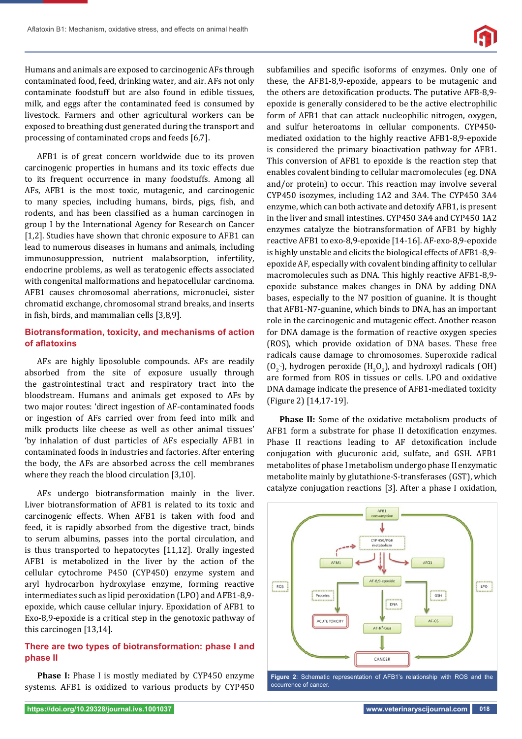Humans and animals are exposed to carcinogenic AFs through contaminated food, feed, drinking water, and air. AFs not only contaminate foodstuff but are also found in edible tissues, milk, and eggs after the contaminated feed is consumed by livestock. Farmers and other agricultural workers can be exposed to breathing dust generated during the transport and processing of contaminated crops and feeds [6,7].

AFB1 is of great concern worldwide due to its proven carcinogenic properties in humans and its toxic effects due to its frequent occurrence in many foodstuffs. Among all AFs, AFB1 is the most toxic, mutagenic, and carcinogenic to many species, including humans, birds, pigs, fish, and rodents, and has been classified as a human carcinogen in group I by the International Agency for Research on Cancer [1,2]. Studies have shown that chronic exposure to AFB1 can lead to numerous diseases in humans and animals, including immunosuppression, nutrient malabsorption, infertility, endocrine problems, as well as teratogenic effects associated with congenital malformations and hepatocellular carcinoma. AFB1 causes chromosomal aberrations, micronuclei, sister chromatid exchange, chromosomal strand breaks, and inserts in fish, birds, and mammalian cells [3,8,9].

## Biotransformation, toxicity, and mechanisms of action of aflatoxins

AFs are highly liposoluble compounds. AFs are readily absorbed from the site of exposure usually through the gastrointestinal tract and respiratory tract into the bloodstream. Humans and animals get exposed to AFs by two major routes: 'direct ingestion of AF-contaminated foods or ingestion of AFs carried over from feed into milk and milk products like cheese as well as other animal tissues' 'by inhalation of dust particles of AFs especially AFB1 in contaminated foods in industries and factories. After entering the body, the AFs are absorbed across the cell membranes where they reach the blood circulation [3,10].

AFs undergo biotransformation mainly in the liver. Liver biotransformation of AFB1 is related to its toxic and carcinogenic effects. When AFB1 is taken with food and feed, it is rapidly absorbed from the digestive tract, binds to serum albumins, passes into the portal circulation, and is thus transported to hepatocytes [11,12]. Orally ingested AFB1 is metabolized in the liver by the action of the cellular cytochrome P450 (CYP450) enzyme system and aryl hydrocarbon hydroxylase enzyme, forming reactive intermediates such as lipid peroxidation (LPO) and AFB1-8,9-epoxide, which cause cellular injury. Epoxidation of AFB1 to Exo-8,9-epoxide is a critical step in the genotoxic pathway of this carcinogen [13,14].

## There are two types of biotransformation: phase I and phase II

**Phase I:** Phase I is mostly mediated by CYP450 enzyme systems. AFB1 is oxidized to various products by CYP450 subfamilies and specific isoforms of enzymes. Only one of these, the AFB1-8,9-epoxide, appears to be mutagenic and the others are detoxification products. The putative AFB-8,9-epoxide is generally considered to be the active electrophilic form of AFB1 that can attack nucleophilic nitrogen, oxygen, and sulfur heteroatoms in cellular components. CYP450-mediated oxidation to the highly reactive AFB1-8,9-epoxide is considered the primary bioactivation pathway for AFB1. This conversion of AFB1 to epoxide is the reaction step that enables covalent binding to cellular macromolecules (eg. DNA and/or protein) to occur. This reaction may involve several CYP450 isozymes, including 1A2 and 3A4. The CYP450 3A4 enzyme, which can both activate and detoxify AFB1, is present in the liver and small intestines. CYP450 3A4 and CYP450 1A2 enzymes catalyze the biotransformation of AFB1 by highly reactive AFB1 to exo-8,9-epoxide [14-16]. AF-exo-8,9-epoxide is highly unstable and elicits the biological effects of AFB1-8,9-epoxide AF, especially with covalent binding affinity to cellular macromolecules such as DNA. This highly reactive AFB1-8,9-epoxide substance makes changes in DNA by adding DNA bases, especially to the N7 position of guanine. It is thought that AFB1-N7-guanine, which binds to DNA, has an important role in the carcinogenic and mutagenic effect. Another reason for DNA damage is the formation of reactive oxygen species (ROS), which provide oxidation of DNA bases. These free radicals cause damage to chromosomes. Superoxide radical ($O_2^{\cdot-}$), hydrogen peroxide ($H_2O_2$), and hydroxyl radicals ($^{\cdot}OH$) are formed from ROS in tissues or cells. LPO and oxidative DNA damage indicate the presence of AFB1-mediated toxicity (Figure 2) [14,17-19].

**Phase II:** Some of the oxidative metabolism products of AFB1 form a substrate for phase II detoxification enzymes. Phase II reactions leading to AF detoxification include conjugation with glucuronic acid, sulfate, and GSH. AFB1 metabolites of phase I metabolism undergo phase II enzymatic metabolite mainly by glutathione-S-transferases (GST), which catalyze conjugation reactions [3]. After a phase I oxidation,

**Figure 2**: Schematic representation of AFB1's relationship with ROS and the occurrence of cancer.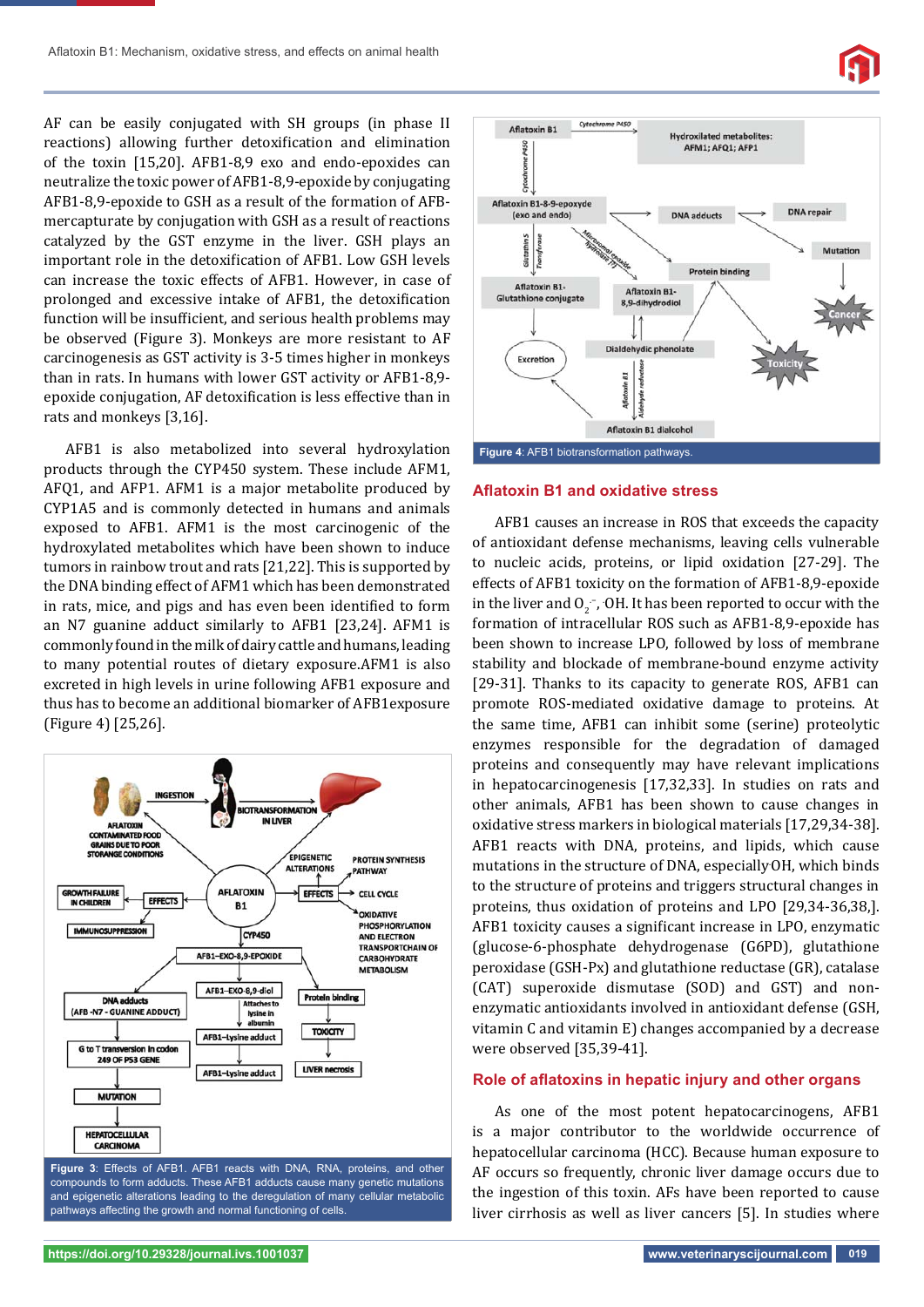AF can be easily conjugated with SH groups (in phase II reactions) allowing further detoxification and elimination of the toxin [15,20]. AFB1-8,9 exo and endo-epoxides can neutralize the toxic power of AFB1-8,9-epoxide by conjugating AFB1-8,9-epoxide to GSH as a result of the formation of AFB-mercapturate by conjugation with GSH as a result of reactions catalyzed by the GST enzyme in the liver. GSH plays an important role in the detoxification of AFB1. Low GSH levels can increase the toxic effects of AFB1. However, in case of prolonged and excessive intake of AFB1, the detoxification function will be insufficient, and serious health problems may be observed (Figure 3). Monkeys are more resistant to AF carcinogenesis as GST activity is 3-5 times higher in monkeys than in rats. In humans with lower GST activity or AFB1-8,9-epoxide conjugation, AF detoxification is less effective than in rats and monkeys [3,16].

AFB1 is also metabolized into several hydroxylation products through the CYP450 system. These include AFM1, AFQ1, and AFP1. AFM1 is a major metabolite produced by CYP1A5 and is commonly detected in humans and animals exposed to AFB1. AFM1 is the most carcinogenic of the hydroxylated metabolites which have been shown to induce tumors in rainbow trout and rats [21,22]. This is supported by the DNA binding effect of AFM1 which has been demonstrated in rats, mice, and pigs and has even been identified to form an N7 guanine adduct similarly to AFB1 [23,24]. AFM1 is commonly found in the milk of dairy cattle and humans, leading to many potential routes of dietary exposure.AFM1 is also excreted in high levels in urine following AFB1 exposure and thus has to become an additional biomarker of AFB1exposure (Figure 4) [25,26].

**Figure 3**: Effects of AFB1. AFB1 reacts with DNA, RNA, proteins, and other compounds to form adducts. These AFB1 adducts cause many genetic mutations and epigenetic alterations leading to the deregulation of many cellular metabolic pathways affecting the growth and normal functioning of cells.

**Figure 4**: AFB1 biotransformation pathways.

## Aflatoxin B1 and oxidative stress

AFB1 causes an increase in ROS that exceeds the capacity of antioxidant defense mechanisms, leaving cells vulnerable to nucleic acids, proteins, or lipid oxidation [27-29]. The effects of AFB1 toxicity on the formation of AFB1-8,9-epoxide in the liver and $O_2^{-}$, OH. It has been reported to occur with the formation of intracellular ROS such as AFB1-8,9-epoxide has been shown to increase LPO, followed by loss of membrane stability and blockade of membrane-bound enzyme activity [29-31]. Thanks to its capacity to generate ROS, AFB1 can promote ROS-mediated oxidative damage to proteins. At the same time, AFB1 can inhibit some (serine) proteolytic enzymes responsible for the degradation of damaged proteins and consequently may have relevant implications in hepatocarcinogenesis [17,32,33]. In studies on rats and other animals, AFB1 has been shown to cause changes in oxidative stress markers in biological materials [17,29,34-38]. AFB1 reacts with DNA, proteins, and lipids, which cause mutations in the structure of DNA, especially OH, which binds to the structure of proteins and triggers structural changes in proteins, thus oxidation of proteins and LPO [29,34-36,38,]. AFB1 toxicity causes a significant increase in LPO, enzymatic (glucose-6-phosphate dehydrogenase (G6PD), glutathione peroxidase (GSH-Px) and glutathione reductase (GR), catalase (CAT) superoxide dismutase (SOD) and GST) and non-enzymatic antioxidants involved in antioxidant defense (GSH, vitamin C and vitamin E) changes accompanied by a decrease were observed [35,39-41].

## Role of aflatoxins in hepatic injury and other organs

As one of the most potent hepatocarcinogens, AFB1 is a major contributor to the worldwide occurrence of hepatocellular carcinoma (HCC). Because human exposure to AF occurs so frequently, chronic liver damage occurs due to the ingestion of this toxin. AFs have been reported to cause liver cirrhosis as well as liver cancers [5]. In studies where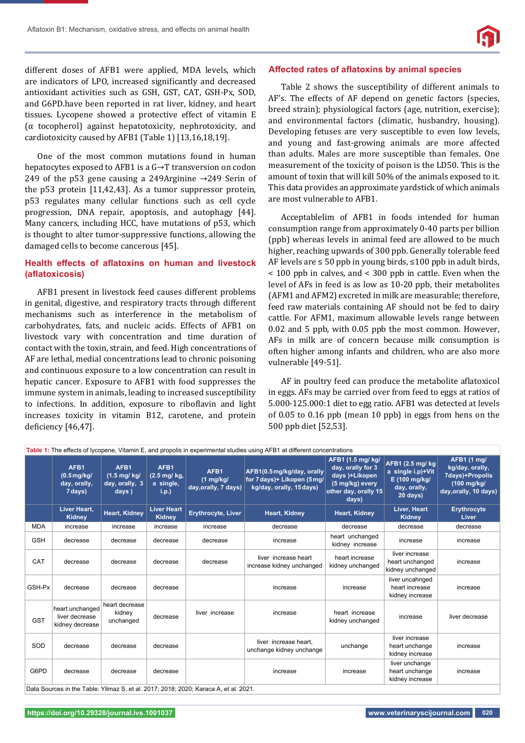different doses of AFB1 were applied, MDA levels, which are indicators of LPO, increased significantly and decreased antioxidant activities such as GSH, GST, CAT, GSH-Px, SOD, and G6PD.have been reported in rat liver, kidney, and heart tissues. Lycopene showed a protective effect of vitamin E (α tocopherol) against hepatotoxicity, nephrotoxicity, and cardiotoxicity caused by AFB1 (Table 1) [13,16,18,19].

One of the most common mutations found in human hepatocytes exposed to AFB1 is a G→T transversion on codon 249 of the p53 gene causing a 249Arginine →249 Serin of the p53 protein [11,42,43]. As a tumor suppressor protein, p53 regulates many cellular functions such as cell cycle progression, DNA repair, apoptosis, and autophagy [44]. Many cancers, including HCC, have mutations of p53, which is thought to alter tumor-suppressive functions, allowing the damaged cells to become cancerous [45].

## Health effects of aflatoxins on human and livestock (aflatoxicosis)

AFB1 present in livestock feed causes different problems in genital, digestive, and respiratory tracts through different mechanisms such as interference in the metabolism of carbohydrates, fats, and nucleic acids. Effects of AFB1 on livestock vary with concentration and time duration of contact with the toxin, strain, and feed. High concentrations of AF are lethal, medial concentrations lead to chronic poisoning and continuous exposure to a low concentration can result in hepatic cancer. Exposure to AFB1 with food suppresses the immune system in animals, leading to increased susceptibility to infections. In addition, exposure to riboflavin and light increases toxicity in vitamin B12, carotene, and protein deficiency [46,47].

## Affected rates of aflatoxins by animal species

Table 2 shows the susceptibility of different animals to AF's. The effects of AF depend on genetic factors (species, breed strain); physiological factors (age, nutrition, exercise); and environmental factors (climatic, husbandry, housing). Developing fetuses are very susceptible to even low levels, and young and fast-growing animals are more affected than adults. Males are more susceptible than females. One measurement of the toxicity of poison is the LD50. This is the amount of toxin that will kill 50% of the animals exposed to it. This data provides an approximate yardstick of which animals are most vulnerable to AFB1.

Acceptablelim of AFB1 in foods intended for human consumption range from approximately 0-40 parts per billion (ppb) whereas levels in animal feed are allowed to be much higher, reaching upwards of 300 ppb. Generally tolerable feed AF levels are ≤ 50 ppb in young birds, ≤100 ppb in adult birds, < 100 ppb in calves, and < 300 ppb in cattle. Even when the level of AFs in feed is as low as 10-20 ppb, their metabolites (AFM1 and AFM2) excreted in milk are measurable; therefore, feed raw materials containing AF should not be fed to dairy cattle. For AFM1, maximum allowable levels range between 0.02 and 5 ppb, with 0.05 ppb the most common. However, AFs in milk are of concern because milk consumption is often higher among infants and children, who are also more vulnerable [49-51].

AF in poultry feed can produce the metabolite aflatoxicol in eggs. AFs may be carried over from feed to eggs at ratios of 5.000-125.000:1 diet to egg ratio. AFB1 was detected at levels of 0.05 to 0.16 ppb (mean 10 ppb) in eggs from hens on the 500 ppb diet [52,53].

**Table 1:** The effects of lycopene, Vitamin E, and propolis in experimental studies using AFB1 at different concentrations

| | AFB1 (0.5 mg/kg/ day, orally, 7 days) | AFB1 (1.5 mg/ kg/ day, orally, 3 days ) | AFB1 (2.5 mg/ kg, a single, i.p.) | AFB1 (1 mg/kg/ day,orally, 7 days) | AFB1(0.5 mg/kg/day, orally for 7 days)+ Likopen (5 mg/ kg/day, orally, 15 days) | AFB1 (1.5 mg/ kg/ day, orally for 3 days )+Likopen (5 mg/kg) every other day, orally 15 days) | AFB1 (2.5 mg/ kg a single i.p)+Vit E (100 mg/kg/ day, orally, 20 days) | AFB1 (1 mg/ kg/day, orally, 7days)+Propolis (100 mg/kg/ day,orally, 10 days) |
|---|---|---|---|---|---|---|---|---|
| | Liver Heart, Kidney | Heart, Kidney | Liver Heart Kidney | Erythrocyte, Liver | Heart, Kidney | Heart, Kidney | Liver, Heart Kidney | Erythrocyte Liver |
| MDA | increase | increase | increase | increase | decrease | decrease | decrease | decrease |
| GSH | decrease | decrease | decrease | decrease | increase | heart unchanged kidney increase | increase | increase |
| CAT | decrease | decrease | decrease | decrease | liver increase heart increase kidney unchanged | heart increase kidney unchanged | liver increase heart unchanged kidney unchanged | increase |
| GSH-Px | decrease | decrease | decrease | | increase | increase | liver uncahnged heart increase kidney increase | increase |
| GST | heart unchanged liver decrease kidney decrease | heart decrease kidney unchanged | decrease | liver increase | increase | heart increase kidney unchanged | increase | liver decrease |
| SOD | decrease | decrease | decrease | | liver increase heart, unchange kidney unchange | unchange | liver increase heart unchange kidney increase | increase |
| G6PD | decrease | decrease | decrease | | increase | increase | liver unchange heart unchange kidney increase | increase |

Data Sources in the Table: Yilmaz S, et al. 2017; 2018; 2020; Karaca A, et al. 2021.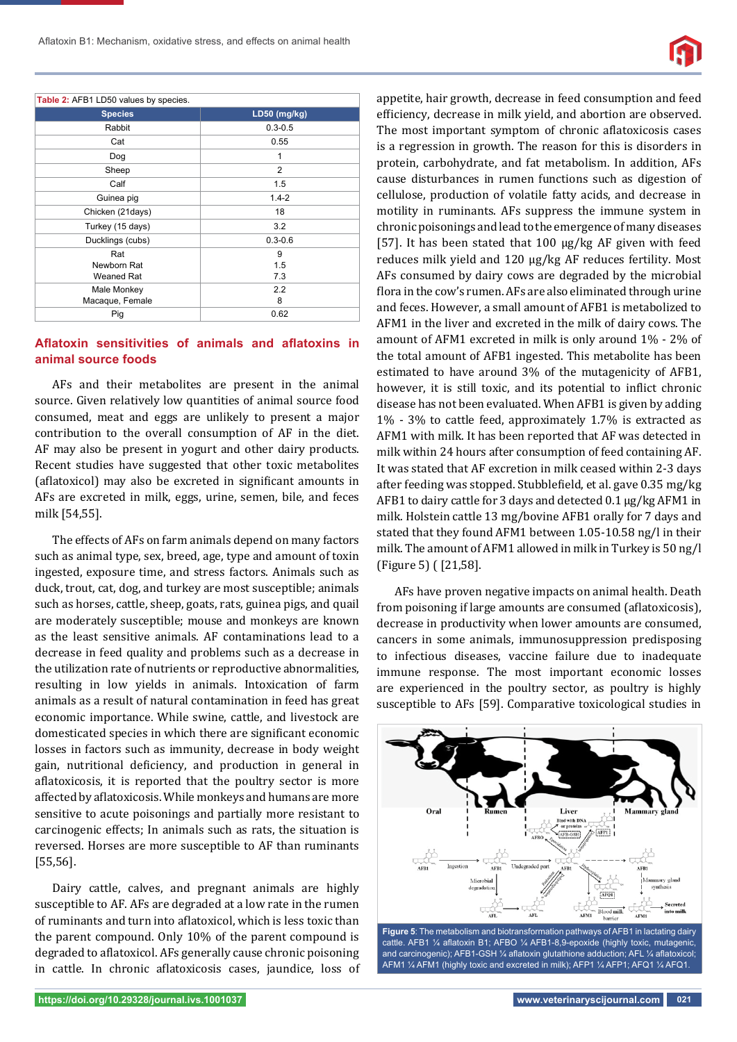Table 2: AFB1 LD50 values by species.

| Species | LD50 (mg/kg) |
|---|---|
| Rabbit | 0.3-0.5 |
| Cat | 0.55 |
| Dog | 1 |
| Sheep | 2 |
| Calf | 1.5 |
| Guinea pig | 1.4-2 |
| Chicken (21days) | 18 |
| Turkey (15 days) | 3.2 |
| Ducklings (cubs) | 0.3-0.6 |
| Rat<br>Newborn Rat<br>Weaned Rat | 9<br>1.5<br>7.3 |
| Male Monkey<br>Macaque, Female | 2.2<br>8 |
| Pig | 0.62 |

## Aflatoxin sensitivities of animals and aflatoxins in animal source foods

AFs and their metabolites are present in the animal source. Given relatively low quantities of animal source food consumed, meat and eggs are unlikely to present a major contribution to the overall consumption of AF in the diet. AF may also be present in yogurt and other dairy products. Recent studies have suggested that other toxic metabolites (aflatoxicol) may also be excreted in significant amounts in AFs are excreted in milk, eggs, urine, semen, bile, and feces milk [54,55].

The effects of AFs on farm animals depend on many factors such as animal type, sex, breed, age, type and amount of toxin ingested, exposure time, and stress factors. Animals such as duck, trout, cat, dog, and turkey are most susceptible; animals such as horses, cattle, sheep, goats, rats, guinea pigs, and quail are moderately susceptible; mouse and monkeys are known as the least sensitive animals. AF contaminations lead to a decrease in feed quality and problems such as a decrease in the utilization rate of nutrients or reproductive abnormalities, resulting in low yields in animals. Intoxication of farm animals as a result of natural contamination in feed has great economic importance. While swine, cattle, and livestock are domesticated species in which there are significant economic losses in factors such as immunity, decrease in body weight gain, nutritional deficiency, and production in general in aflatoxicosis, it is reported that the poultry sector is more affected by aflatoxicosis. While monkeys and humans are more sensitive to acute poisonings and partially more resistant to carcinogenic effects; In animals such as rats, the situation is reversed. Horses are more susceptible to AF than ruminants [55,56].

Dairy cattle, calves, and pregnant animals are highly susceptible to AF. AFs are degraded at a low rate in the rumen of ruminants and turn into aflatoxicol, which is less toxic than the parent compound. Only 10% of the parent compound is degraded to aflatoxicol. AFs generally cause chronic poisoning in cattle. In chronic aflatoxicosis cases, jaundice, loss of appetite, hair growth, decrease in feed consumption and feed efficiency, decrease in milk yield, and abortion are observed. The most important symptom of chronic aflatoxicosis cases is a regression in growth. The reason for this is disorders in protein, carbohydrate, and fat metabolism. In addition, AFs cause disturbances in rumen functions such as digestion of cellulose, production of volatile fatty acids, and decrease in motility in ruminants. AFs suppress the immune system in chronic poisonings and lead to the emergence of many diseases [57]. It has been stated that 100 μg/kg AF given with feed reduces milk yield and 120 μg/kg AF reduces fertility. Most AFs consumed by dairy cows are degraded by the microbial flora in the cow's rumen. AFs are also eliminated through urine and feces. However, a small amount of AFB1 is metabolized to AFM1 in the liver and excreted in the milk of dairy cows. The amount of AFM1 excreted in milk is only around 1% - 2% of the total amount of AFB1 ingested. This metabolite has been estimated to have around 3% of the mutagenicity of AFB1, however, it is still toxic, and its potential to inflict chronic disease has not been evaluated. When AFB1 is given by adding 1% - 3% to cattle feed, approximately 1.7% is extracted as AFM1 with milk. It has been reported that AF was detected in milk within 24 hours after consumption of feed containing AF. It was stated that AF excretion in milk ceased within 2-3 days after feeding was stopped. Stubblefield, et al. gave 0.35 mg/kg AFB1 to dairy cattle for 3 days and detected 0.1 μg/kg AFM1 in milk. Holstein cattle 13 mg/bovine AFB1 orally for 7 days and stated that they found AFM1 between 1.05-10.58 ng/l in their milk. The amount of AFM1 allowed in milk in Turkey is 50 ng/l (Figure 5) ( [21,58].

AFs have proven negative impacts on animal health. Death from poisoning if large amounts are consumed (aflatoxicosis), decrease in productivity when lower amounts are consumed, cancers in some animals, immunosuppression predisposing to infectious diseases, vaccine failure due to inadequate immune response. The most important economic losses are experienced in the poultry sector, as poultry is highly susceptible to AFs [59]. Comparative toxicological studies in

Figure 5: The metabolism and biotransformation pathways of AFB1 in lactating dairy cattle. AFB1 ¼ aflatoxin B1; AFBO ¼ AFB1-8,9-epoxide (highly toxic, mutagenic, and carcinogenic); AFB1-GSH ¼ aflatoxin glutathione adduction; AFL ¼ aflatoxicol; AFM1 ¼ AFM1 (highly toxic and excreted in milk); AFP1 ¼ AFP1; AFQ1 ¼ AFQ1.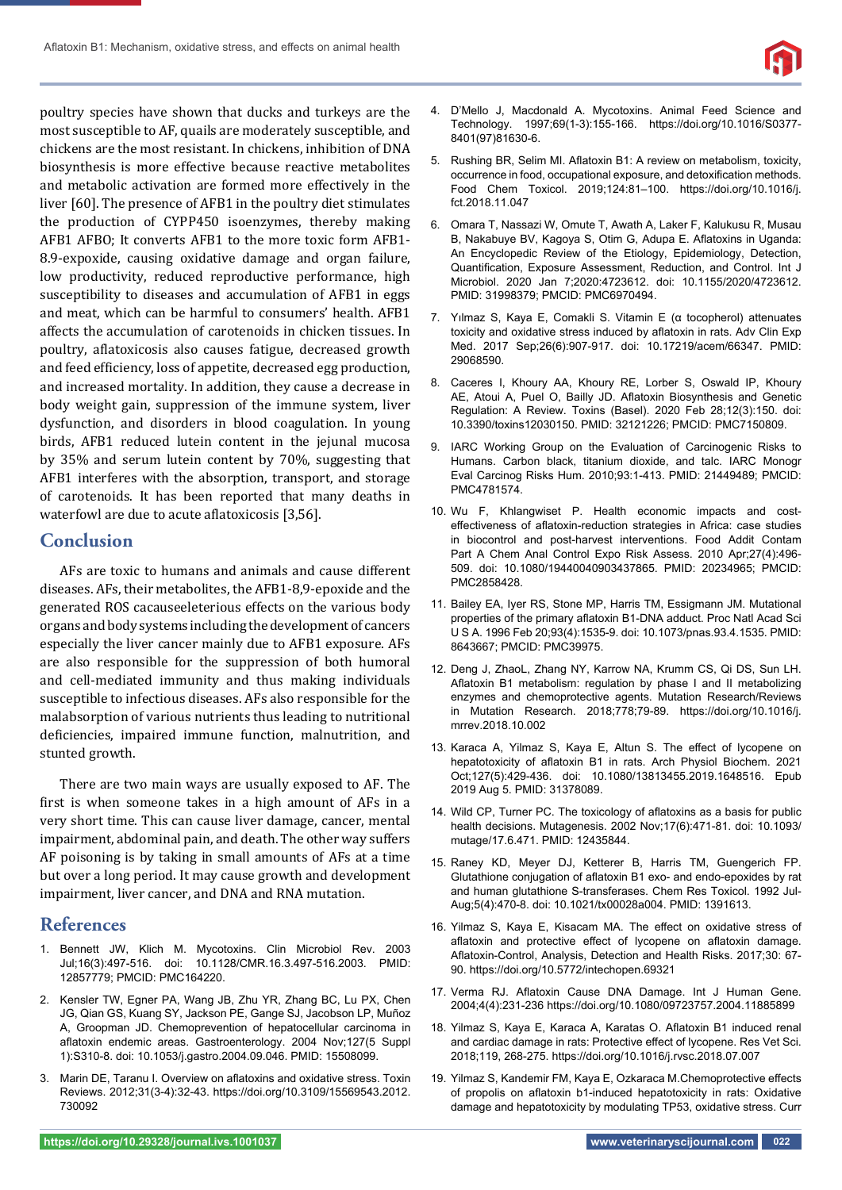poultry species have shown that ducks and turkeys are the most susceptible to AF, quails are moderately susceptible, and chickens are the most resistant. In chickens, inhibition of DNA biosynthesis is more effective because reactive metabolites and metabolic activation are formed more effectively in the liver [60]. The presence of AFB1 in the poultry diet stimulates the production of CYPP450 isoenzymes, thereby making AFB1 AFBO; It converts AFB1 to the more toxic form AFB1-8.9-expoxide, causing oxidative damage and organ failure, low productivity, reduced reproductive performance, high susceptibility to diseases and accumulation of AFB1 in eggs and meat, which can be harmful to consumers' health. AFB1 affects the accumulation of carotenoids in chicken tissues. In poultry, aflatoxicosis also causes fatigue, decreased growth and feed efficiency, loss of appetite, decreased egg production, and increased mortality. In addition, they cause a decrease in body weight gain, suppression of the immune system, liver dysfunction, and disorders in blood coagulation. In young birds, AFB1 reduced lutein content in the jejunal mucosa by 35% and serum lutein content by 70%, suggesting that AFB1 interferes with the absorption, transport, and storage of carotenoids. It has been reported that many deaths in waterfowl are due to acute aflatoxicosis [3,56].

## Conclusion

AFs are toxic to humans and animals and cause different diseases. AFs, their metabolites, the AFB1-8,9-epoxide and the generated ROS cacauseeleterious effects on the various body organs and body systems including the development of cancers especially the liver cancer mainly due to AFB1 exposure. AFs are also responsible for the suppression of both humoral and cell-mediated immunity and thus making individuals susceptible to infectious diseases. AFs also responsible for the malabsorption of various nutrients thus leading to nutritional deficiencies, impaired immune function, malnutrition, and stunted growth.

There are two main ways are usually exposed to AF. The first is when someone takes in a high amount of AFs in a very short time. This can cause liver damage, cancer, mental impairment, abdominal pain, and death. The other way suffers AF poisoning is by taking in small amounts of AFs at a time but over a long period. It may cause growth and development impairment, liver cancer, and DNA and RNA mutation.

## References

1. Bennett JW, Klich M. Mycotoxins. Clin Microbiol Rev. 2003 Jul;16(3):497-516. doi: 10.1128/CMR.16.3.497-516.2003. PMID: 12857779; PMCID: PMC164220.
2. Kensler TW, Egner PA, Wang JB, Zhu YR, Zhang BC, Lu PX, Chen JG, Qian GS, Kuang SY, Jackson PE, Gange SJ, Jacobson LP, Muñoz A, Groopman JD. Chemoprevention of hepatocellular carcinoma in aflatoxin endemic areas. Gastroenterology. 2004 Nov;127(5 Suppl 1):S310-8. doi: 10.1053/j.gastro.2004.09.046. PMID: 15508099.
3. Marin DE, Taranu I. Overview on aflatoxins and oxidative stress. Toxin Reviews. 2012;31(3-4):32-43. https://doi.org/10.3109/15569543.2012.730092
4. D'Mello J, Macdonald A. Mycotoxins. Animal Feed Science and Technology. 1997;69(1-3):155-166. https://doi.org/10.1016/S0377-8401(97)81630-6.
5. Rushing BR, Selim MI. Aflatoxin B1: A review on metabolism, toxicity, occurrence in food, occupational exposure, and detoxification methods. Food Chem Toxicol. 2019;124:81–100. https://doi.org/10.1016/j.fct.2018.11.047
6. Omara T, Nassazi W, Omute T, Awath A, Laker F, Kalukusu R, Musau B, Nakabuye BV, Kagoya S, Otim G, Adupa E. Aflatoxins in Uganda: An Encyclopedic Review of the Etiology, Epidemiology, Detection, Quantification, Exposure Assessment, Reduction, and Control. Int J Microbiol. 2020 Jan 7;2020:4723612. doi: 10.1155/2020/4723612. PMID: 31998379; PMCID: PMC6970494.
7. Yılmaz S, Kaya E, Comakli S. Vitamin E (α tocopherol) attenuates toxicity and oxidative stress induced by aflatoxin in rats. Adv Clin Exp Med. 2017 Sep;26(6):907-917. doi: 10.17219/acem/66347. PMID: 29068590.
8. Caceres I, Khoury AA, Khoury RE, Lorber S, Oswald IP, Khoury AE, Atoui A, Puel O, Bailly JD. Aflatoxin Biosynthesis and Genetic Regulation: A Review. Toxins (Basel). 2020 Feb 28;12(3):150. doi: 10.3390/toxins12030150. PMID: 32121226; PMCID: PMC7150809.
9. IARC Working Group on the Evaluation of Carcinogenic Risks to Humans. Carbon black, titanium dioxide, and talc. IARC Monogr Eval Carcinog Risks Hum. 2010;93:1-413. PMID: 21449489; PMCID: PMC4781574.
10. Wu F, Khlangwiset P. Health economic impacts and cost-effectiveness of aflatoxin-reduction strategies in Africa: case studies in biocontrol and post-harvest interventions. Food Addit Contam Part A Chem Anal Control Expo Risk Assess. 2010 Apr;27(4):496-509. doi: 10.1080/19440040903437865. PMID: 20234965; PMCID: PMC2858428.
11. Bailey EA, Iyer RS, Stone MP, Harris TM, Essigmann JM. Mutational properties of the primary aflatoxin B1-DNA adduct. Proc Natl Acad Sci U S A. 1996 Feb 20;93(4):1535-9. doi: 10.1073/pnas.93.4.1535. PMID: 8643667; PMCID: PMC39975.
12. Deng J, ZhaoL, Zhang NY, Karrow NA, Krumm CS, Qi DS, Sun LH. Aflatoxin B1 metabolism: regulation by phase I and II metabolizing enzymes and chemoprotective agents. Mutation Research/Reviews in Mutation Research. 2018;778;79-89. https://doi.org/10.1016/j.mrrev.2018.10.002
13. Karaca A, Yilmaz S, Kaya E, Altun S. The effect of lycopene on hepatotoxicity of aflatoxin B1 in rats. Arch Physiol Biochem. 2021 Oct;127(5):429-436. doi: 10.1080/13813455.2019.1648516. Epub 2019 Aug 5. PMID: 31378089.
14. Wild CP, Turner PC. The toxicology of aflatoxins as a basis for public health decisions. Mutagenesis. 2002 Nov;17(6):471-81. doi: 10.1093/mutage/17.6.471. PMID: 12435844.
15. Raney KD, Meyer DJ, Ketterer B, Harris TM, Guengerich FP. Glutathione conjugation of aflatoxin B1 exo- and endo-epoxides by rat and human glutathione S-transferases. Chem Res Toxicol. 1992 Jul-Aug;5(4):470-8. doi: 10.1021/tx00028a004. PMID: 1391613.
16. Yilmaz S, Kaya E, Kisacam MA. The effect on oxidative stress of aflatoxin and protective effect of lycopene on aflatoxin damage. Aflatoxin-Control, Analysis, Detection and Health Risks. 2017;30: 67-90. https://doi.org/10.5772/intechopen.69321
17. Verma RJ. Aflatoxin Cause DNA Damage. Int J Human Gene. 2004;4(4):231-236 https://doi.org/10.1080/09723757.2004.11885899
18. Yilmaz S, Kaya E, Karaca A, Karatas O. Aflatoxin B1 induced renal and cardiac damage in rats: Protective effect of lycopene. Res Vet Sci. 2018;119, 268-275. https://doi.org/10.1016/j.rvsc.2018.07.007
19. Yilmaz S, Kandemir FM, Kaya E, Ozkaraca M.Chemoprotective effects of propolis on aflatoxin b1-induced hepatotoxicity in rats: Oxidative damage and hepatotoxicity by modulating TP53, oxidative stress. Curr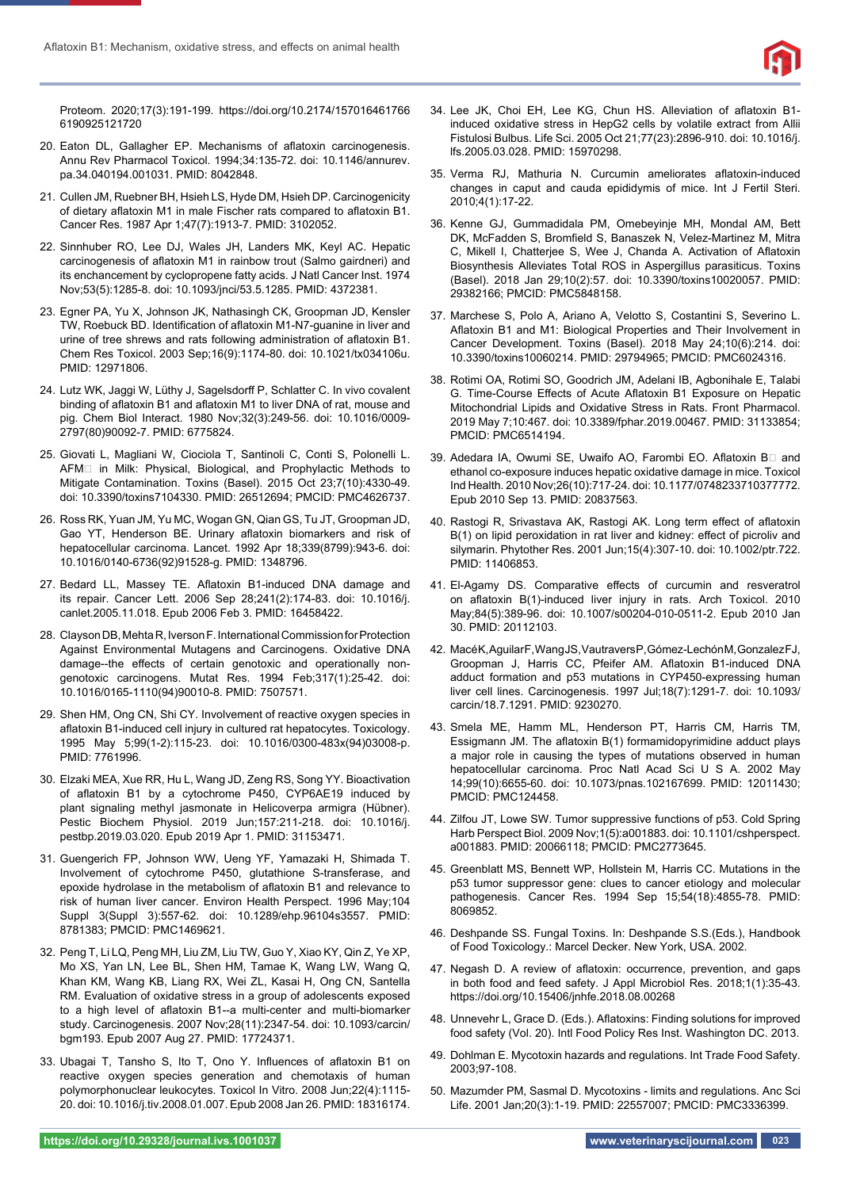Proteom. 2020;17(3):191-199. https://doi.org/10.2174/1570164617666190925121720

20. Eaton DL, Gallagher EP. Mechanisms of aflatoxin carcinogenesis. Annu Rev Pharmacol Toxicol. 1994;34:135-72. doi: 10.1146/annurev.pa.34.040194.001031. PMID: 8042848.

21. Cullen JM, Ruebner BH, Hsieh LS, Hyde DM, Hsieh DP. Carcinogenicity of dietary aflatoxin M1 in male Fischer rats compared to aflatoxin B1. Cancer Res. 1987 Apr 1;47(7):1913-7. PMID: 3102052.

22. Sinnhuber RO, Lee DJ, Wales JH, Landers MK, Keyl AC. Hepatic carcinogenesis of aflatoxin M1 in rainbow trout (Salmo gairdneri) and its enchancement by cyclopropene fatty acids. J Natl Cancer Inst. 1974 Nov;53(5):1285-8. doi: 10.1093/jnci/53.5.1285. PMID: 4372381.

23. Egner PA, Yu X, Johnson JK, Nathasingh CK, Groopman JD, Kensler TW, Roebuck BD. Identification of aflatoxin M1-N7-guanine in liver and urine of tree shrews and rats following administration of aflatoxin B1. Chem Res Toxicol. 2003 Sep;16(9):1174-80. doi: 10.1021/tx034106u. PMID: 12971806.

24. Lutz WK, Jaggi W, Lüthy J, Sagelsdorff P, Schlatter C. In vivo covalent binding of aflatoxin B1 and aflatoxin M1 to liver DNA of rat, mouse and pig. Chem Biol Interact. 1980 Nov;32(3):249-56. doi: 10.1016/0009-2797(80)90092-7. PMID: 6775824.

25. Giovati L, Magliani W, Ciociola T, Santinoli C, Conti S, Polonelli L. AFM□ in Milk: Physical, Biological, and Prophylactic Methods to Mitigate Contamination. Toxins (Basel). 2015 Oct 23;7(10):4330-49. doi: 10.3390/toxins7104330. PMID: 26512694; PMCID: PMC4626737.

26. Ross RK, Yuan JM, Yu MC, Wogan GN, Qian GS, Tu JT, Groopman JD, Gao YT, Henderson BE. Urinary aflatoxin biomarkers and risk of hepatocellular carcinoma. Lancet. 1992 Apr 18;339(8799):943-6. doi: 10.1016/0140-6736(92)91528-g. PMID: 1348796.

27. Bedard LL, Massey TE. Aflatoxin B1-induced DNA damage and its repair. Cancer Lett. 2006 Sep 28;241(2):174-83. doi: 10.1016/j.canlet.2005.11.018. Epub 2006 Feb 3. PMID: 16458422.

28. Clayson DB, Mehta R, Iverson F. International Commission for Protection Against Environmental Mutagens and Carcinogens. Oxidative DNA damage--the effects of certain genotoxic and operationally non-genotoxic carcinogens. Mutat Res. 1994 Feb;317(1):25-42. doi: 10.1016/0165-1110(94)90010-8. PMID: 7507571.

29. Shen HM, Ong CN, Shi CY. Involvement of reactive oxygen species in aflatoxin B1-induced cell injury in cultured rat hepatocytes. Toxicology. 1995 May 5;99(1-2):115-23. doi: 10.1016/0300-483x(94)03008-p. PMID: 7761996.

30. Elzaki MEA, Xue RR, Hu L, Wang JD, Zeng RS, Song YY. Bioactivation of aflatoxin B1 by a cytochrome P450, CYP6AE19 induced by plant signaling methyl jasmonate in Helicoverpa armigra (Hübner). Pestic Biochem Physiol. 2019 Jun;157:211-218. doi: 10.1016/j.pestbp.2019.03.020. Epub 2019 Apr 1. PMID: 31153471.

31. Guengerich FP, Johnson WW, Ueng YF, Yamazaki H, Shimada T. Involvement of cytochrome P450, glutathione S-transferase, and epoxide hydrolase in the metabolism of aflatoxin B1 and relevance to risk of human liver cancer. Environ Health Perspect. 1996 May;104 Suppl 3(Suppl 3):557-62. doi: 10.1289/ehp.96104s3557. PMID: 8781383; PMCID: PMC1469621.

32. Peng T, Li LQ, Peng MH, Liu ZM, Liu TW, Guo Y, Xiao KY, Qin Z, Ye XP, Mo XS, Yan LN, Lee BL, Shen HM, Tamae K, Wang LW, Wang Q, Khan KM, Wang KB, Liang RX, Wei ZL, Kasai H, Ong CN, Santella RM. Evaluation of oxidative stress in a group of adolescents exposed to a high level of aflatoxin B1--a multi-center and multi-biomarker study. Carcinogenesis. 2007 Nov;28(11):2347-54. doi: 10.1093/carcin/bgm193. Epub 2007 Aug 27. PMID: 17724371.

33. Ubagai T, Tansho S, Ito T, Ono Y. Influences of aflatoxin B1 on reactive oxygen species generation and chemotaxis of human polymorphonuclear leukocytes. Toxicol In Vitro. 2008 Jun;22(4):1115-20. doi: 10.1016/j.tiv.2008.01.007. Epub 2008 Jan 26. PMID: 18316174.

34. Lee JK, Choi EH, Lee KG, Chun HS. Alleviation of aflatoxin B1-induced oxidative stress in HepG2 cells by volatile extract from Allii Fistulosi Bulbus. Life Sci. 2005 Oct 21;77(23):2896-910. doi: 10.1016/j.lfs.2005.03.028. PMID: 15970298.

35. Verma RJ, Mathuria N. Curcumin ameliorates aflatoxin-induced changes in caput and cauda epididymis of mice. Int J Fertil Steri. 2010;4(1):17-22.

36. Kenne GJ, Gummadidala PM, Omebeyinje MH, Mondal AM, Bett DK, McFadden S, Bromfield S, Banaszek N, Velez-Martinez M, Mitra C, Mikell I, Chatterjee S, Wee J, Chanda A. Activation of Aflatoxin Biosynthesis Alleviates Total ROS in Aspergillus parasiticus. Toxins (Basel). 2018 Jan 29;10(2):57. doi: 10.3390/toxins10020057. PMID: 29382166; PMCID: PMC5848158.

37. Marchese S, Polo A, Ariano A, Velotto S, Costantini S, Severino L. Aflatoxin B1 and M1: Biological Properties and Their Involvement in Cancer Development. Toxins (Basel). 2018 May 24;10(6):214. doi: 10.3390/toxins10060214. PMID: 29794965; PMCID: PMC6024316.

38. Rotimi OA, Rotimi SO, Goodrich JM, Adelani IB, Agbonihale E, Talabi G. Time-Course Effects of Acute Aflatoxin B1 Exposure on Hepatic Mitochondrial Lipids and Oxidative Stress in Rats. Front Pharmacol. 2019 May 7;10:467. doi: 10.3389/fphar.2019.00467. PMID: 31133854; PMCID: PMC6514194.

39. Adedara IA, Owumi SE, Uwaifo AO, Farombi EO. Aflatoxin B□ and ethanol co-exposure induces hepatic oxidative damage in mice. Toxicol Ind Health. 2010 Nov;26(10):717-24. doi: 10.1177/0748233710377772. Epub 2010 Sep 13. PMID: 20837563.

40. Rastogi R, Srivastava AK, Rastogi AK. Long term effect of aflatoxin B(1) on lipid peroxidation in rat liver and kidney: effect of picroliv and silymarin. Phytother Res. 2001 Jun;15(4):307-10. doi: 10.1002/ptr.722. PMID: 11406853.

41. El-Agamy DS. Comparative effects of curcumin and resveratrol on aflatoxin B(1)-induced liver injury in rats. Arch Toxicol. 2010 May;84(5):389-96. doi: 10.1007/s00204-010-0511-2. Epub 2010 Jan 30. PMID: 20112103.

42. MacéK, AguilarF, WangJS, VautraversP, Gómez-LechónM, GonzalezFJ, Groopman J, Harris CC, Pfeifer AM. Aflatoxin B1-induced DNA adduct formation and p53 mutations in CYP450-expressing human liver cell lines. Carcinogenesis. 1997 Jul;18(7):1291-7. doi: 10.1093/carcin/18.7.1291. PMID: 9230270.

43. Smela ME, Hamm ML, Henderson PT, Harris CM, Harris TM, Essigmann JM. The aflatoxin B(1) formamidopyrimidine adduct plays a major role in causing the types of mutations observed in human hepatocellular carcinoma. Proc Natl Acad Sci U S A. 2002 May 14;99(10):6655-60. doi: 10.1073/pnas.102167699. PMID: 12011430; PMCID: PMC124458.

44. Zilfou JT, Lowe SW. Tumor suppressive functions of p53. Cold Spring Harb Perspect Biol. 2009 Nov;1(5):a001883. doi: 10.1101/cshperspect.a001883. PMID: 20066118; PMCID: PMC2773645.

45. Greenblatt MS, Bennett WP, Hollstein M, Harris CC. Mutations in the p53 tumor suppressor gene: clues to cancer etiology and molecular pathogenesis. Cancer Res. 1994 Sep 15;54(18):4855-78. PMID: 8069852.

46. Deshpande SS. Fungal Toxins. In: Deshpande S.S.(Eds.), Handbook of Food Toxicology.: Marcel Decker. New York, USA. 2002.

47. Negash D. A review of aflatoxin: occurrence, prevention, and gaps in both food and feed safety. J Appl Microbiol Res. 2018;1(1):35-43. https://doi.org/10.15406/jnhfe.2018.08.00268

48. Unnevehr L, Grace D. (Eds.). Aflatoxins: Finding solutions for improved food safety (Vol. 20). Intl Food Policy Res Inst. Washington DC. 2013.

49. Dohlman E. Mycotoxin hazards and regulations. Int Trade Food Safety. 2003;97-108.

50. Mazumder PM, Sasmal D. Mycotoxins - limits and regulations. Anc Sci Life. 2001 Jan;20(3):1-19. PMID: 22557007; PMCID: PMC3336399.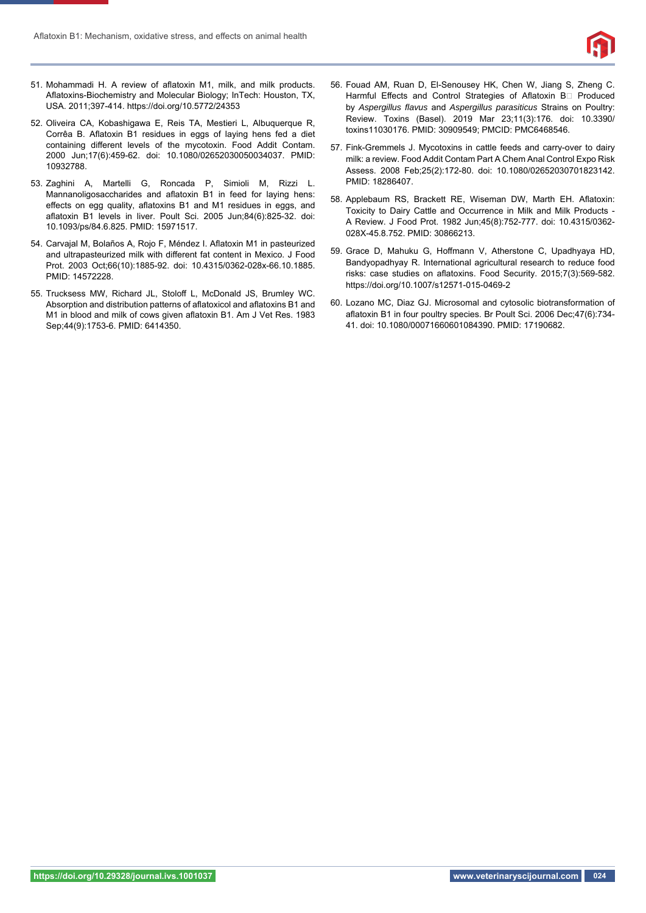51. Mohammadi H. A review of aflatoxin M1, milk, and milk products. Aflatoxins-Biochemistry and Molecular Biology; InTech: Houston, TX, USA. 2011;397-414. https://doi.org/10.5772/24353

52. Oliveira CA, Kobashigawa E, Reis TA, Mestieri L, Albuquerque R, Corrêa B. Aflatoxin B1 residues in eggs of laying hens fed a diet containing different levels of the mycotoxin. Food Addit Contam. 2000 Jun;17(6):459-62. doi: 10.1080/02652030050034037. PMID: 10932788.

53. Zaghini A, Martelli G, Roncada P, Simioli M, Rizzi L. Mannanoligosaccharides and aflatoxin B1 in feed for laying hens: effects on egg quality, aflatoxins B1 and M1 residues in eggs, and aflatoxin B1 levels in liver. Poult Sci. 2005 Jun;84(6):825-32. doi: 10.1093/ps/84.6.825. PMID: 15971517.

54. Carvajal M, Bolaños A, Rojo F, Méndez I. Aflatoxin M1 in pasteurized and ultrapasteurized milk with different fat content in Mexico. J Food Prot. 2003 Oct;66(10):1885-92. doi: 10.4315/0362-028x-66.10.1885. PMID: 14572228.

55. Trucksess MW, Richard JL, Stoloff L, McDonald JS, Brumley WC. Absorption and distribution patterns of aflatoxicol and aflatoxins B1 and M1 in blood and milk of cows given aflatoxin B1. Am J Vet Res. 1983 Sep;44(9):1753-6. PMID: 6414350.

56. Fouad AM, Ruan D, El-Senousey HK, Chen W, Jiang S, Zheng C. Harmful Effects and Control Strategies of Aflatoxin B□ Produced by *Aspergillus flavus* and *Aspergillus parasiticus* Strains on Poultry: Review. Toxins (Basel). 2019 Mar 23;11(3):176. doi: 10.3390/toxins11030176. PMID: 30909549; PMCID: PMC6468546.

57. Fink-Gremmels J. Mycotoxins in cattle feeds and carry-over to dairy milk: a review. Food Addit Contam Part A Chem Anal Control Expo Risk Assess. 2008 Feb;25(2):172-80. doi: 10.1080/02652030701823142. PMID: 18286407.

58. Applebaum RS, Brackett RE, Wiseman DW, Marth EH. Aflatoxin: Toxicity to Dairy Cattle and Occurrence in Milk and Milk Products - A Review. J Food Prot. 1982 Jun;45(8):752-777. doi: 10.4315/0362-028X-45.8.752. PMID: 30866213.

59. Grace D, Mahuku G, Hoffmann V, Atherstone C, Upadhyaya HD, Bandyopadhyay R. International agricultural research to reduce food risks: case studies on aflatoxins. Food Security. 2015;7(3):569-582. https://doi.org/10.1007/s12571-015-0469-2

60. Lozano MC, Diaz GJ. Microsomal and cytosolic biotransformation of aflatoxin B1 in four poultry species. Br Poult Sci. 2006 Dec;47(6):734-41. doi: 10.1080/00071660601084390. PMID: 17190682.